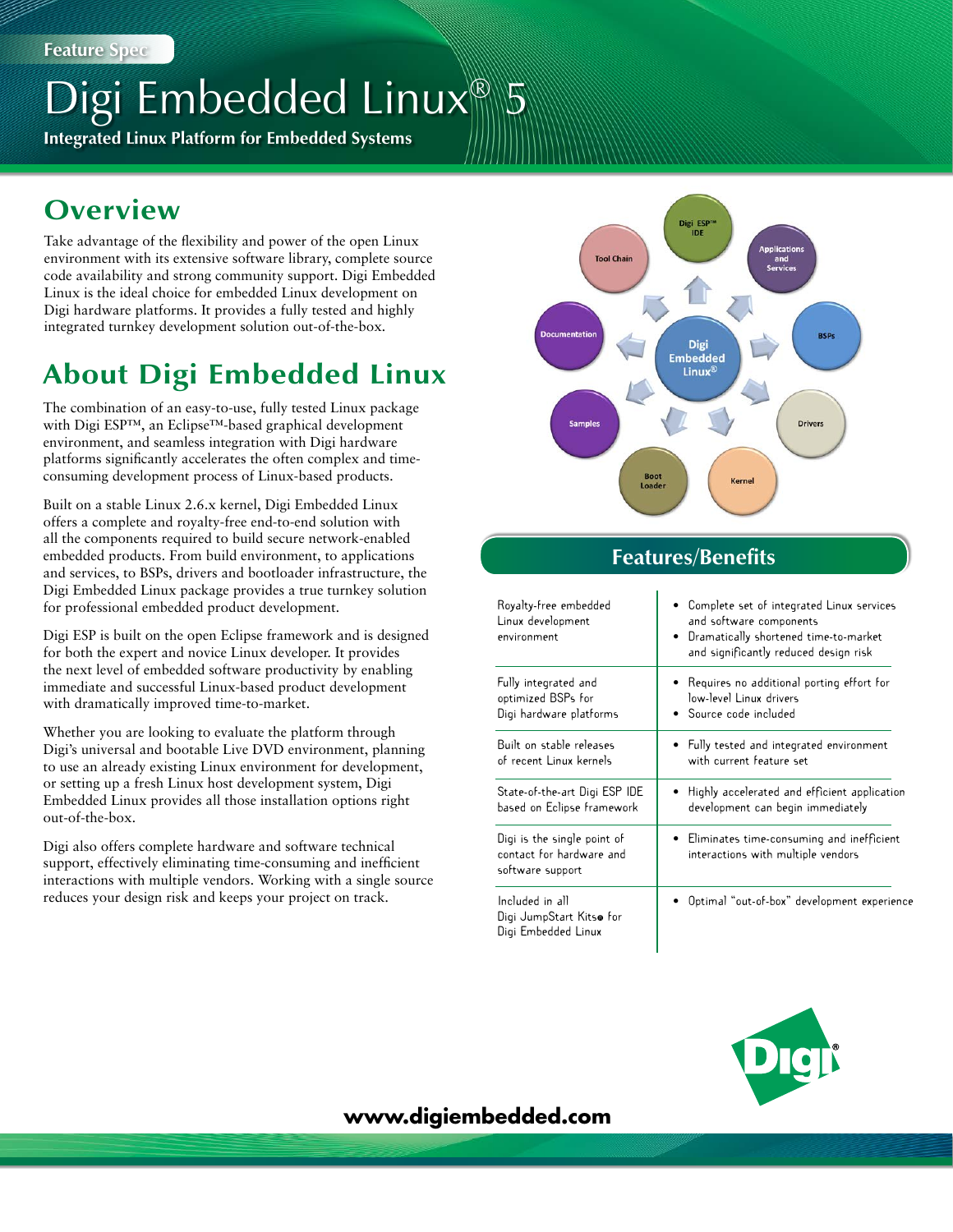Feature Spec

# Digi Embedded Linux® 5

**Integrated Linux Platform for Embedded Systems**

## Overview

Take advantage of the flexibility and power of the open Linux environment with its extensive software library, complete source code availability and strong community support. Digi Embedded Linux is the ideal choice for embedded Linux development on Digi hardware platforms. It provides a fully tested and highly integrated turnkey development solution out-of-the-box.

## About Digi Embedded Linux

The combination of an easy-to-use, fully tested Linux package with Digi ESP™, an Eclipse™-based graphical development environment, and seamless integration with Digi hardware platforms significantly accelerates the often complex and time-consuming development process of Linux-based products.

Built on a stable Linux 2.6.x kernel, Digi Embedded Linux offers a complete and royalty-free end-to-end solution with all the components required to build secure network-enabled embedded products. From build environment, to applications and services, to BSPs, drivers and bootloader infrastructure, the Digi Embedded Linux package provides a true turnkey solution for professional embedded product development.

Digi ESP is built on the open Eclipse framework and is designed for both the expert and novice Linux developer. It provides the next level of embedded software productivity by enabling immediate and successful Linux-based product development with dramatically improved time-to-market.

Whether you are looking to evaluate the platform through Digi's universal and bootable Live DVD environment, planning to use an already existing Linux environment for development, or setting up a fresh Linux host development system, Digi Embedded Linux provides all those installation options right out-of-the-box.

Digi also offers complete hardware and software technical support, effectively eliminating time-consuming and inefficient interactions with multiple vendors. Working with a single source reduces your design risk and keeps your project on track.

Digi ESP™ IDE · Applications and Services · BSPs · Drivers · Kernel · Boot Loader · Samples · Documentation · Tool Chain · Digi Embedded Linux®

## Features/Benefits

| Feature | Benefit |
|---|---|
| Royalty-free embedded Linux development environment | • Complete set of integrated Linux services and software components<br>• Dramatically shortened time-to-market and significantly reduced design risk |
| Fully integrated and optimized BSPs for Digi hardware platforms | • Requires no additional porting effort for low-level Linux drivers<br>• Source code included |
| Built on stable releases of recent Linux kernels | • Fully tested and integrated environment with current feature set |
| State-of-the-art Digi ESP IDE based on Eclipse framework | • Highly accelerated and efficient application development can begin immediately |
| Digi is the single point of contact for hardware and software support | • Eliminates time-consuming and inefficient interactions with multiple vendors |
| Included in all Digi JumpStart Kits® for Digi Embedded Linux | • Optimal "out-of-box" development experience |

Digi®

**www.digiembedded.com**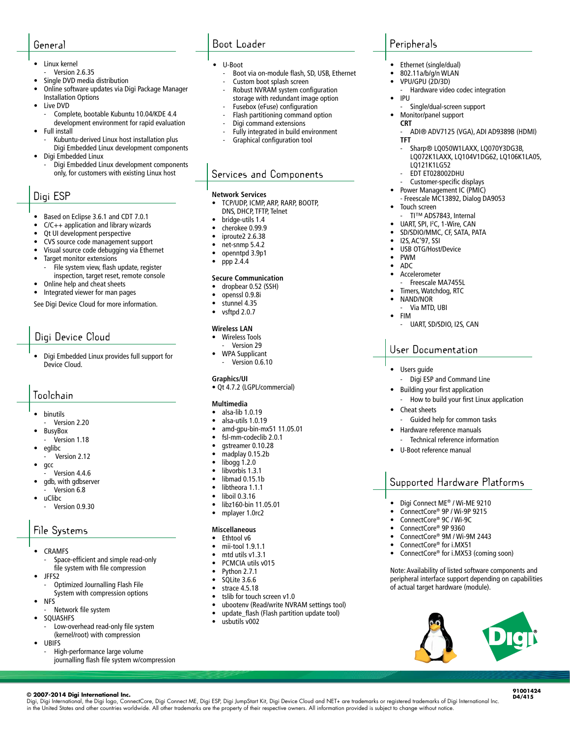## General

- Linux kernel
  - Version 2.6.35
- Single DVD media distribution
- Online software updates via Digi Package Manager
  Installation Options
- Live DVD
  - Complete, bootable Kubuntu 10.04/KDE 4.4 development environment for rapid evaluation
- Full install
  - Kubuntu-derived Linux host installation plus Digi Embedded Linux development components
- Digi Embedded Linux
  - Digi Embedded Linux development components only, for customers with existing Linux host

## Digi ESP

- Based on Eclipse 3.6.1 and CDT 7.0.1
- C/C++ application and library wizards
- Qt UI development perspective
- CVS source code management support
- Visual source code debugging via Ethernet
- Target monitor extensions
  - File system view, flash update, register inspection, target reset, remote console
- Online help and cheat sheets
- Integrated viewer for man pages

See Digi Device Cloud for more information.

## Digi Device Cloud

- Digi Embedded Linux provides full support for Device Cloud.

## Toolchain

- binutils
  - Version 2.20
- BusyBox
  - Version 1.18
- eglibc
  - Version 2.12
- gcc
  - Version 4.4.6
- gdb, with gdbserver
  - Version 6.8
- uClibc
  - Version 0.9.30

## File Systems

- CRAMFS
  - Space-efficient and simple read-only file system with file compression
- JFFS2
  - Optimized Journalling Flash File System with compression options
- NFS
  - Network file system
- SQUASHFS
  - Low-overhead read-only file system (kernel/root) with compression
- UBIFS
  - High-performance large volume journalling flash file system w/compression

## Boot Loader

- U-Boot
  - Boot via on-module flash, SD, USB, Ethernet
  - Custom boot splash screen
  - Robust NVRAM system configuration storage with redundant image option
  - Fusebox (eFuse) configuration
  - Flash partitioning command option
  - Digi command extensions
  - Fully integrated in build environment
  - Graphical configuration tool

## Services and Components

**Network Services**

- TCP/UDP, ICMP, ARP, RARP, BOOTP, DNS, DHCP, TFTP, Telnet
- bridge-utils 1.4
- cherokee 0.99.9
- iproute2 2.6.38
- net-snmp 5.4.2
- openntpd 3.9p1
- ppp 2.4.4

**Secure Communication**

- dropbear 0.52 (SSH)
- openssl 0.9.8i
- stunnel 4.35
- vsftpd 2.0.7

**Wireless LAN**

- Wireless Tools
  - Version 29
- WPA Supplicant
  - Version 0.6.10

**Graphics/UI**

- Qt 4.7.2 (LGPL/commercial)

**Multimedia**

- alsa-lib 1.0.19
- alsa-utils 1.0.19
- amd-gpu-bin-mx51 11.05.01
- fsl-mm-codeclib 2.0.1
- gstreamer 0.10.28
- madplay 0.15.2b
- libogg 1.2.0
- libvorbis 1.3.1
- libmad 0.15.1b
- libtheora 1.1.1
- liboil 0.3.16
- libz160-bin 11.05.01
- mplayer 1.0rc2

**Miscellaneous**

- Ethtool v6
- mii-tool 1.9.1.1
- mtd utils v1.3.1
- PCMCIA utils v015
- Python 2.7.1
- SQLite 3.6.6
- strace 4.5.18
- tslib for touch screen v1.0
- ubootenv (Read/write NVRAM settings tool)
- update_flash (Flash partition update tool)
- usbutils v002

## Peripherals

- Ethernet (single/dual)
- 802.11a/b/g/n WLAN
- VPU/GPU (2D/3D)
  - Hardware video codec integration
- IPU
  - Single/dual-screen support
- Monitor/panel support
  **CRT**
  - ADI® ADV7125 (VGA), ADI AD9389B (HDMI)

  **TFT**
  - Sharp® LQ050W1LAXX, LQ070Y3DG3B, LQ072K1LAXX, LQ104V1DG62, LQ106K1LA05, LQ121K1LG52
  - EDT ET028002DHU
  - Customer-specific displays
- Power Management IC (PMIC)
  - Freescale MC13892, Dialog DA9053
- Touch screen
  - TI™ ADS7843, Internal
- UART, SPI, I²C, 1-Wire, CAN
- SD/SDIO/MMC, CF, SATA, PATA
- I2S, AC'97, SSI
- USB OTG/Host/Device
- PWM
- ADC
- Accelerometer
  - Freescale MA7455L
- Timers, Watchdog, RTC
- NAND/NOR
  - Via MTD, UBI
- FIM
  - UART, SD/SDIO, I2S, CAN

## User Documentation

- Users guide
  - Digi ESP and Command Line
- Building your first application
  - How to build your first Linux application
- Cheat sheets
  - Guided help for common tasks
- Hardware reference manuals
  - Technical reference information
- U-Boot reference manual

## Supported Hardware Platforms

- Digi Connect ME® / Wi-ME 9210
- ConnectCore® 9P / Wi-9P 9215
- ConnectCore® 9C / Wi-9C
- ConnectCore® 9P 9360
- ConnectCore® 9M / Wi-9M 2443
- ConnectCore® for i.MX51
- ConnectCore® for i.MX53 (coming soon)

Note: Availability of listed software components and peripheral interface support depending on capabilities of actual target hardware (module).

**© 2007-2014 Digi International Inc.**
Digi, Digi International, the Digi logo, ConnectCore, Digi Connect ME, Digi ESP, Digi JumpStart Kit, Digi Device Cloud and NET+ are trademarks or registered trademarks of Digi International Inc. in the United States and other countries worldwide. All other trademarks are the property of their respective owners. All information provided is subject to change without notice.

**91001424**
**D4/415**